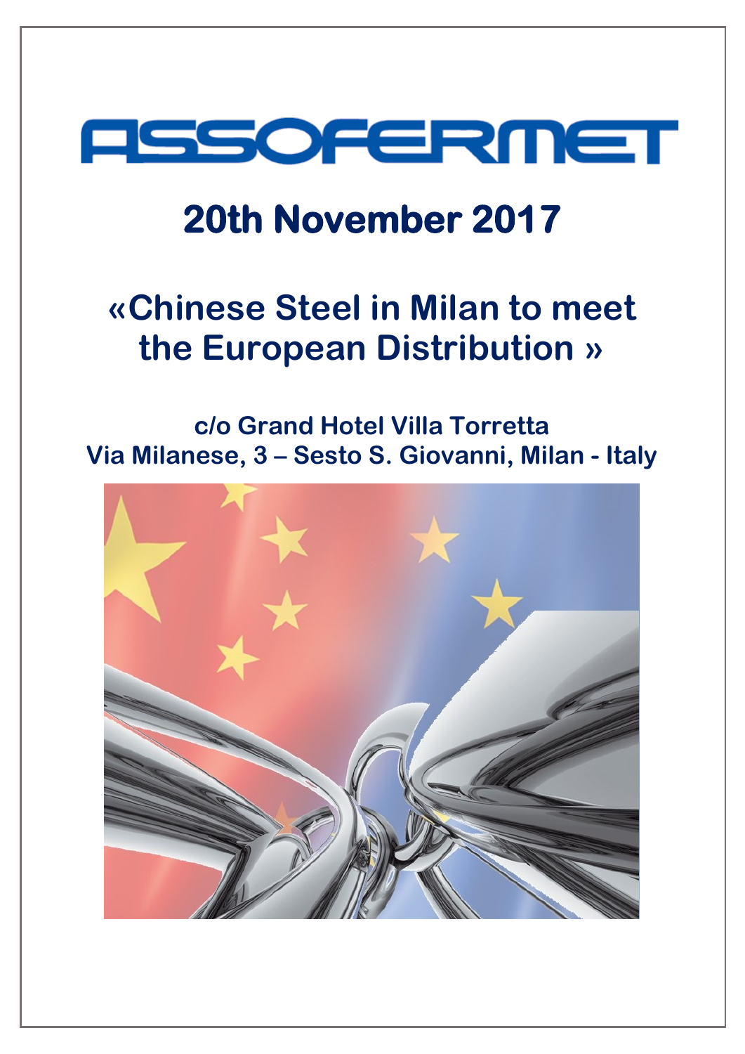# ASSOFERMET

## 20th November 2017

## «Chinese Steel in Milan to meet the European Distribution »

**c/o Grand Hotel Villa Torretta**
**Via Milanese, 3 – Sesto S. Giovanni, Milan - Italy**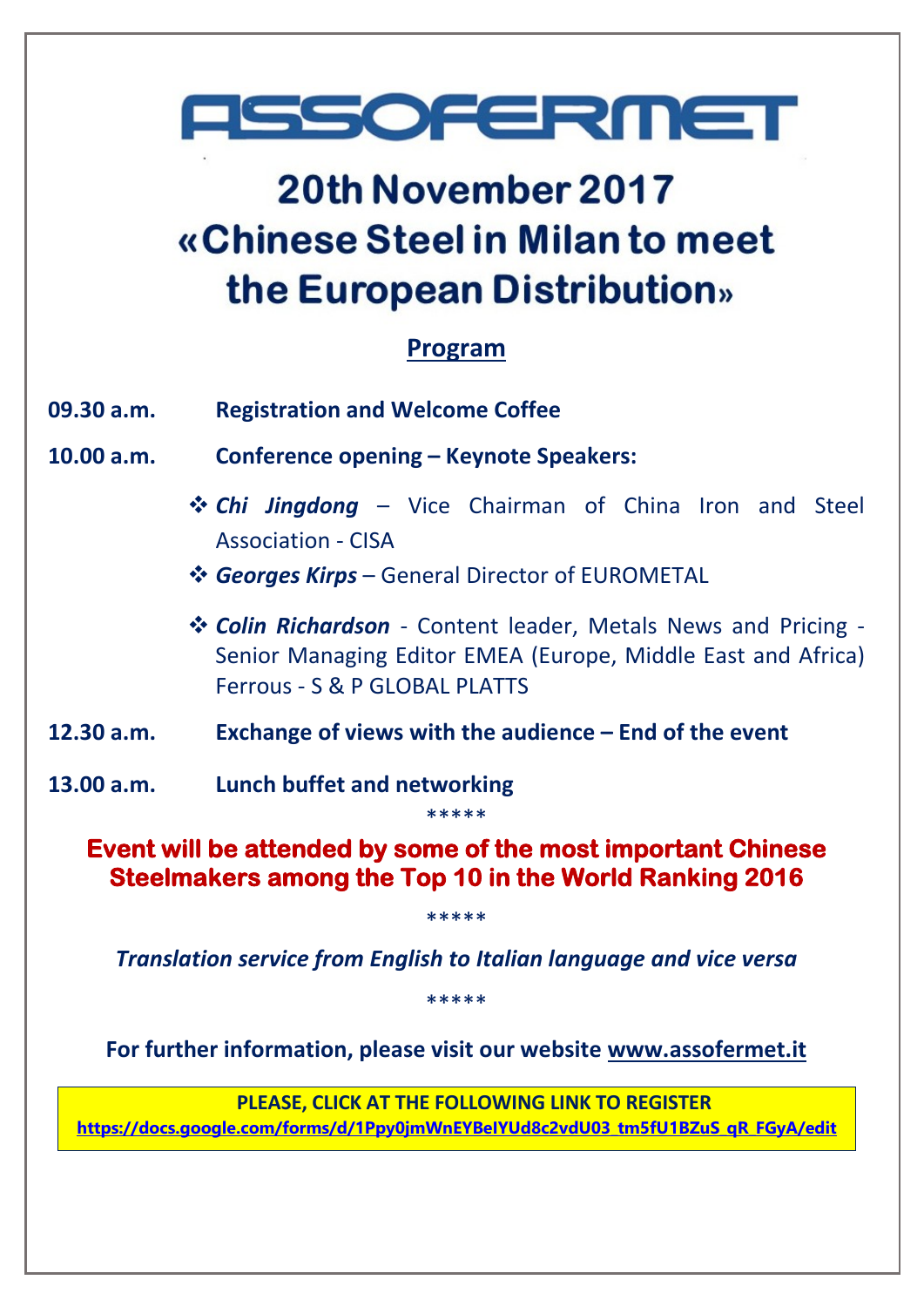# ASSOFERMET

## 20th November 2017
## «Chinese Steel in Milan to meet the European Distribution»

### Program

**09.30 a.m.** **Registration and Welcome Coffee**

**10.00 a.m.** **Conference opening – Keynote Speakers:**

- ***Chi Jingdong*** – Vice Chairman of China Iron and Steel Association - CISA
- ***Georges Kirps*** – General Director of EUROMETAL
- ***Colin Richardson*** - Content leader, Metals News and Pricing - Senior Managing Editor EMEA (Europe, Middle East and Africa) Ferrous - S & P GLOBAL PLATTS

**12.30 a.m.** **Exchange of views with the audience – End of the event**

**13.00 a.m.** **Lunch buffet and networking**

*****

**Event will be attended by some of the most important Chinese Steelmakers among the Top 10 in the World Ranking 2016**

*****

***Translation service from English to Italian language and vice versa***

*****

**For further information, please visit our website www.assofermet.it**

**PLEASE, CLICK AT THE FOLLOWING LINK TO REGISTER**
**https://docs.google.com/forms/d/1Ppy0jmWnEYBeIYUd8c2vdU03_tm5fU1BZuS_qR_FGyA/edit**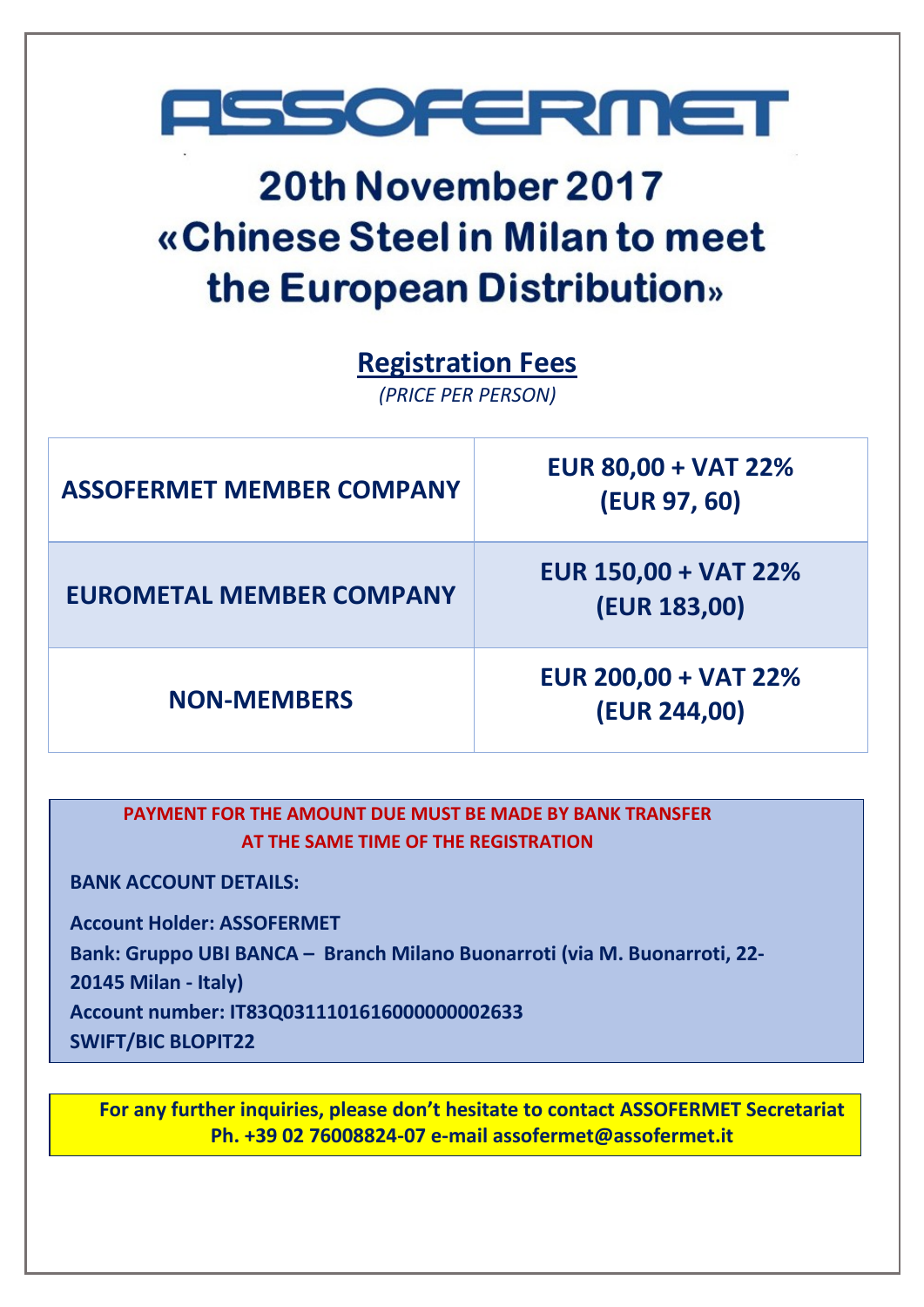# ASSOFERMET

## 20th November 2017
## «Chinese Steel in Milan to meet the European Distribution»

### Registration Fees

*(PRICE PER PERSON)*

| | |
|---|---|
| **ASSOFERMET MEMBER COMPANY** | **EUR 80,00 + VAT 22% (EUR 97, 60)** |
| **EUROMETAL MEMBER COMPANY** | **EUR 150,00 + VAT 22% (EUR 183,00)** |
| **NON-MEMBERS** | **EUR 200,00 + VAT 22% (EUR 244,00)** |

**PAYMENT FOR THE AMOUNT DUE MUST BE MADE BY BANK TRANSFER AT THE SAME TIME OF THE REGISTRATION**

**BANK ACCOUNT DETAILS:**

**Account Holder: ASSOFERMET**
**Bank: Gruppo UBI BANCA – Branch Milano Buonarroti (via M. Buonarroti, 22- 20145 Milan - Italy)**
**Account number: IT83Q0311101616000000002633**
**SWIFT/BIC BLOPIT22**

**For any further inquiries, please don't hesitate to contact ASSOFERMET Secretariat Ph. +39 02 76008824-07 e-mail assofermet@assofermet.it**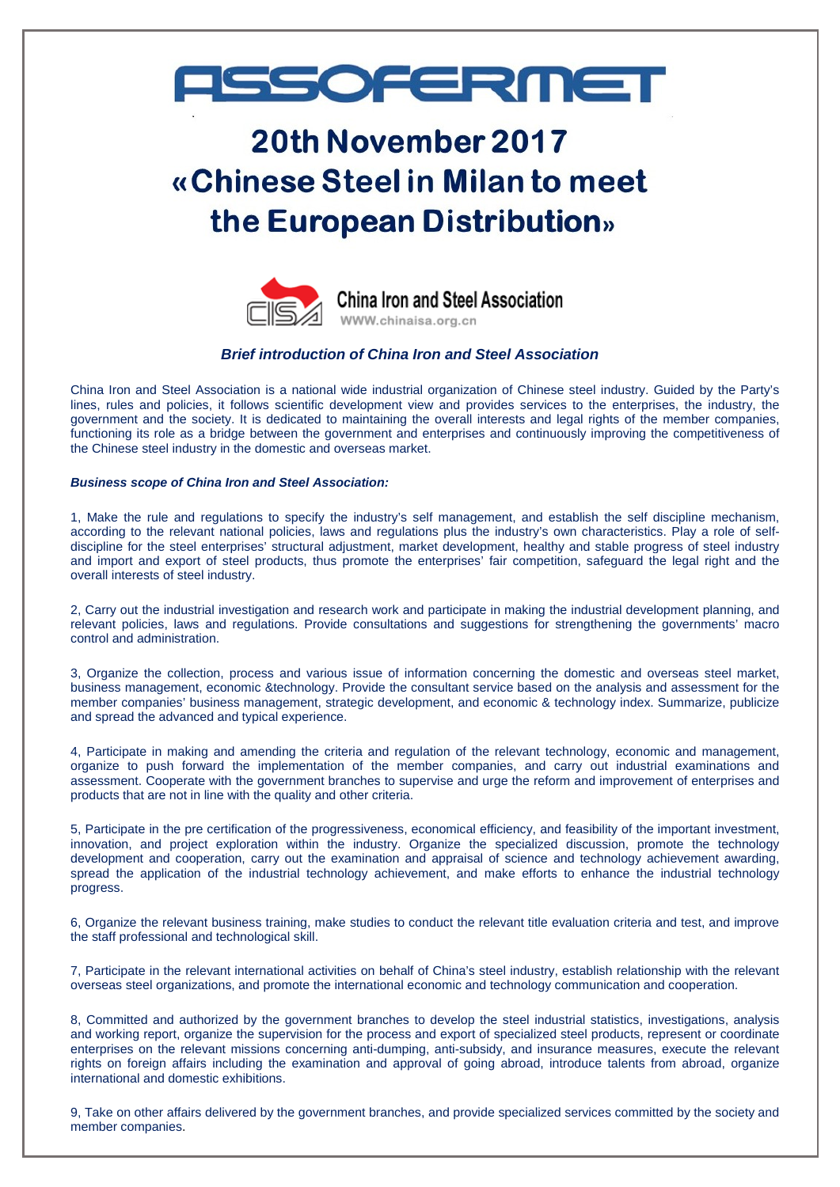# ASSOFERMET

# 20th November 2017
# «Chinese Steel in Milan to meet the European Distribution»

China Iron and Steel Association
WWW.chinaisa.org.cn

### *Brief introduction of China Iron and Steel Association*

China Iron and Steel Association is a national wide industrial organization of Chinese steel industry. Guided by the Party's lines, rules and policies, it follows scientific development view and provides services to the enterprises, the industry, the government and the society. It is dedicated to maintaining the overall interests and legal rights of the member companies, functioning its role as a bridge between the government and enterprises and continuously improving the competitiveness of the Chinese steel industry in the domestic and overseas market.

***Business scope of China Iron and Steel Association:***

1, Make the rule and regulations to specify the industry's self management, and establish the self discipline mechanism, according to the relevant national policies, laws and regulations plus the industry's own characteristics. Play a role of self-discipline for the steel enterprises' structural adjustment, market development, healthy and stable progress of steel industry and import and export of steel products, thus promote the enterprises' fair competition, safeguard the legal right and the overall interests of steel industry.

2, Carry out the industrial investigation and research work and participate in making the industrial development planning, and relevant policies, laws and regulations. Provide consultations and suggestions for strengthening the governments' macro control and administration.

3, Organize the collection, process and various issue of information concerning the domestic and overseas steel market, business management, economic &technology. Provide the consultant service based on the analysis and assessment for the member companies' business management, strategic development, and economic & technology index. Summarize, publicize and spread the advanced and typical experience.

4, Participate in making and amending the criteria and regulation of the relevant technology, economic and management, organize to push forward the implementation of the member companies, and carry out industrial examinations and assessment. Cooperate with the government branches to supervise and urge the reform and improvement of enterprises and products that are not in line with the quality and other criteria.

5, Participate in the pre certification of the progressiveness, economical efficiency, and feasibility of the important investment, innovation, and project exploration within the industry. Organize the specialized discussion, promote the technology development and cooperation, carry out the examination and appraisal of science and technology achievement awarding, spread the application of the industrial technology achievement, and make efforts to enhance the industrial technology progress.

6, Organize the relevant business training, make studies to conduct the relevant title evaluation criteria and test, and improve the staff professional and technological skill.

7, Participate in the relevant international activities on behalf of China's steel industry, establish relationship with the relevant overseas steel organizations, and promote the international economic and technology communication and cooperation.

8, Committed and authorized by the government branches to develop the steel industrial statistics, investigations, analysis and working report, organize the supervision for the process and export of specialized steel products, represent or coordinate enterprises on the relevant missions concerning anti-dumping, anti-subsidy, and insurance measures, execute the relevant rights on foreign affairs including the examination and approval of going abroad, introduce talents from abroad, organize international and domestic exhibitions.

9, Take on other affairs delivered by the government branches, and provide specialized services committed by the society and member companies.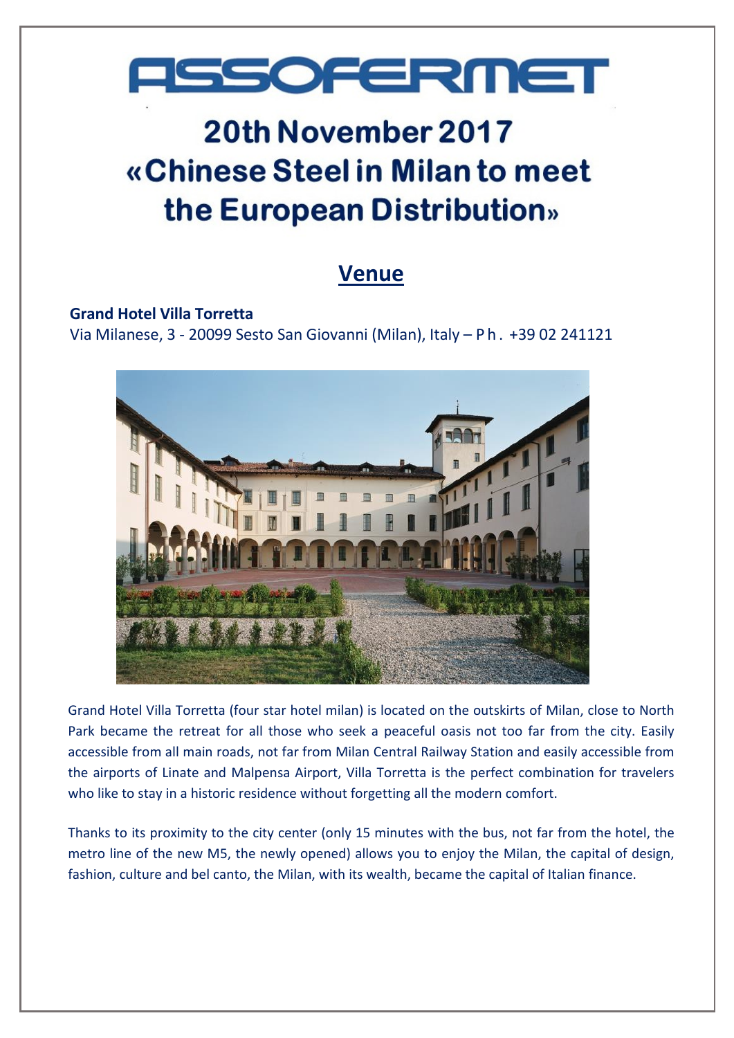# ASSOFERMET

# 20th November 2017
# «Chinese Steel in Milan to meet the European Distribution»

## Venue

**Grand Hotel Villa Torretta**
Via Milanese, 3 - 20099 Sesto San Giovanni (Milan), Italy – Ph. +39 02 241121

Grand Hotel Villa Torretta (four star hotel milan) is located on the outskirts of Milan, close to North Park became the retreat for all those who seek a peaceful oasis not too far from the city. Easily accessible from all main roads, not far from Milan Central Railway Station and easily accessible from the airports of Linate and Malpensa Airport, Villa Torretta is the perfect combination for travelers who like to stay in a historic residence without forgetting all the modern comfort.

Thanks to its proximity to the city center (only 15 minutes with the bus, not far from the hotel, the metro line of the new M5, the newly opened) allows you to enjoy the Milan, the capital of design, fashion, culture and bel canto, the Milan, with its wealth, became the capital of Italian finance.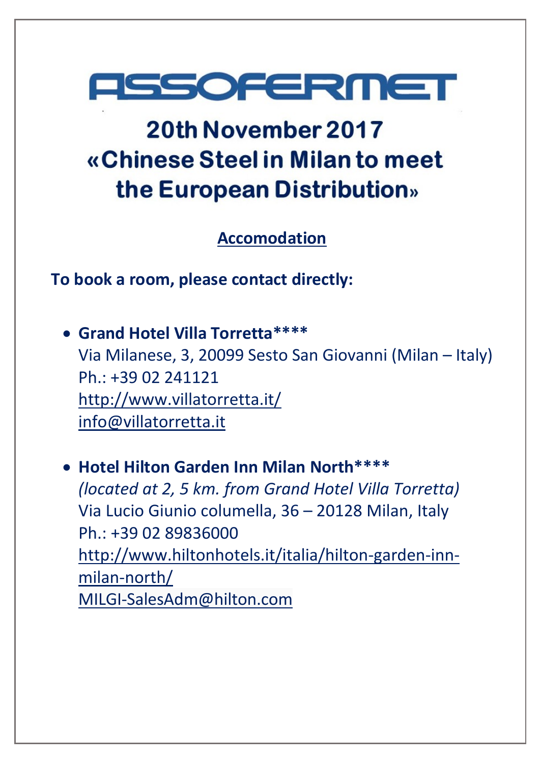# ASSOFERMET

# 20th November 2017
# «Chinese Steel in Milan to meet the European Distribution»

## Accomodation

**To book a room, please contact directly:**

- **Grand Hotel Villa Torretta****\*\*\*\***
  Via Milanese, 3, 20099 Sesto San Giovanni (Milan – Italy)
  Ph.: +39 02 241121
  http://www.villatorretta.it/
  info@villatorretta.it

- **Hotel Hilton Garden Inn Milan North****\*\*\*\***
  *(located at 2, 5 km. from Grand Hotel Villa Torretta)*
  Via Lucio Giunio columella, 36 – 20128 Milan, Italy
  Ph.: +39 02 89836000
  http://www.hiltonhotels.it/italia/hilton-garden-inn-milan-north/
  MILGI-SalesAdm@hilton.com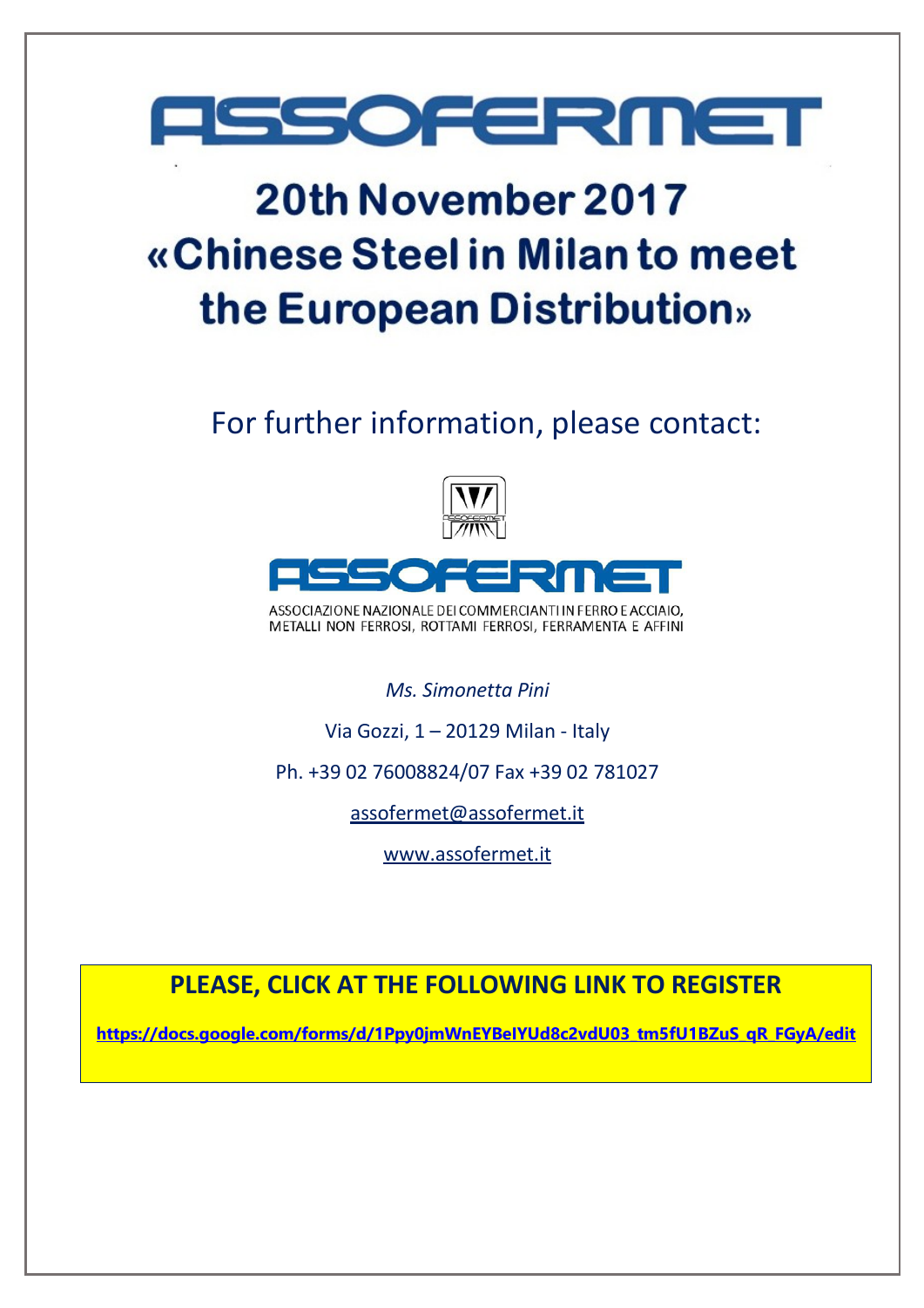# ASSOFERMET

## 20th November 2017 «Chinese Steel in Milan to meet the European Distribution»

For further information, please contact:

ASSOFERMET

ASSOCIAZIONE NAZIONALE DEI COMMERCIANTI IN FERRO E ACCIAIO, METALLI NON FERROSI, ROTTAMI FERROSI, FERRAMENTA E AFFINI

*Ms. Simonetta Pini*

Via Gozzi, 1 – 20129 Milan - Italy

Ph. +39 02 76008824/07 Fax +39 02 781027

assofermet@assofermet.it

www.assofermet.it

**PLEASE, CLICK AT THE FOLLOWING LINK TO REGISTER**

**https://docs.google.com/forms/d/1Ppy0jmWnEYBeIYUd8c2vdU03_tm5fU1BZuS_qR_FGyA/edit**